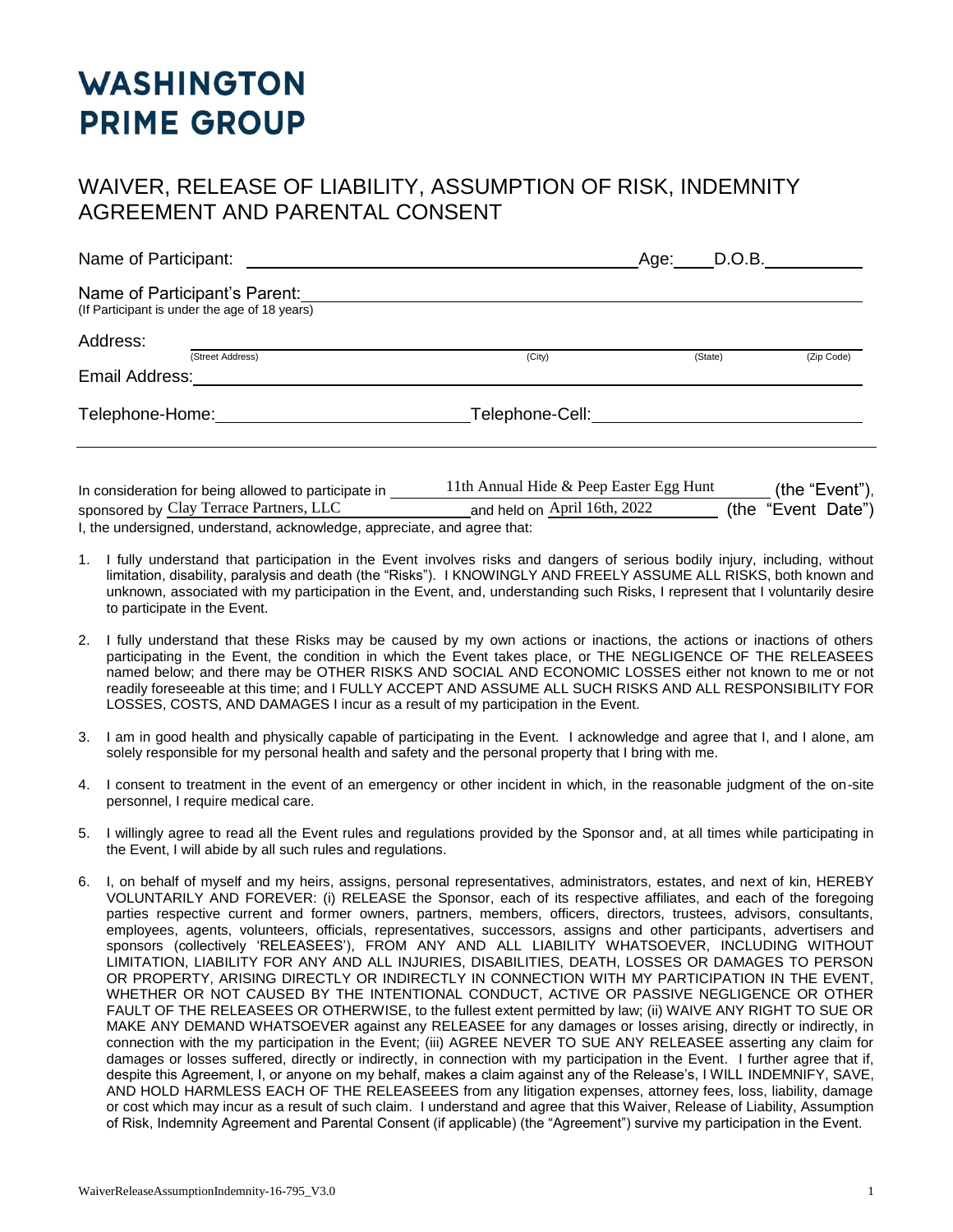# WASHINGTON PRIME GROUP

## WAIVER, RELEASE OF LIABILITY, ASSUMPTION OF RISK, INDEMNITY AGREEMENT AND PARENTAL CONSENT

Name of Participant: ______________________ Age: ____ D.O.B. __________

Name of Participant's Parent: ______________________
(If Participant is under the age of 18 years)

Address: ______________________
(Street Address) (City) (State) (Zip Code)

Email Address: ______________________

Telephone-Home: ______________________ Telephone-Cell: ______________________

---

In consideration for being allowed to participate in 11th Annual Hide & Peep Easter Egg Hunt (the "Event"), sponsored by Clay Terrace Partners, LLC and held on April 16th, 2022 (the "Event Date") I, the undersigned, understand, acknowledge, appreciate, and agree that:

1. I fully understand that participation in the Event involves risks and dangers of serious bodily injury, including, without limitation, disability, paralysis and death (the "Risks"). I KNOWINGLY AND FREELY ASSUME ALL RISKS, both known and unknown, associated with my participation in the Event, and, understanding such Risks, I represent that I voluntarily desire to participate in the Event.

2. I fully understand that these Risks may be caused by my own actions or inactions, the actions or inactions of others participating in the Event, the condition in which the Event takes place, or THE NEGLIGENCE OF THE RELEASEES named below; and there may be OTHER RISKS AND SOCIAL AND ECONOMIC LOSSES either not known to me or not readily foreseeable at this time; and I FULLY ACCEPT AND ASSUME ALL SUCH RISKS AND ALL RESPONSIBILITY FOR LOSSES, COSTS, AND DAMAGES I incur as a result of my participation in the Event.

3. I am in good health and physically capable of participating in the Event. I acknowledge and agree that I, and I alone, am solely responsible for my personal health and safety and the personal property that I bring with me.

4. I consent to treatment in the event of an emergency or other incident in which, in the reasonable judgment of the on-site personnel, I require medical care.

5. I willingly agree to read all the Event rules and regulations provided by the Sponsor and, at all times while participating in the Event, I will abide by all such rules and regulations.

6. I, on behalf of myself and my heirs, assigns, personal representatives, administrators, estates, and next of kin, HEREBY VOLUNTARILY AND FOREVER: (i) RELEASE the Sponsor, each of its respective affiliates, and each of the foregoing parties respective current and former owners, partners, members, officers, directors, trustees, advisors, consultants, employees, agents, volunteers, officials, representatives, successors, assigns and other participants, advertisers and sponsors (collectively 'RELEASEES'), FROM ANY AND ALL LIABILITY WHATSOEVER, INCLUDING WITHOUT LIMITATION, LIABILITY FOR ANY AND ALL INJURIES, DISABILITIES, DEATH, LOSSES OR DAMAGES TO PERSON OR PROPERTY, ARISING DIRECTLY OR INDIRECTLY IN CONNECTION WITH MY PARTICIPATION IN THE EVENT, WHETHER OR NOT CAUSED BY THE INTENTIONAL CONDUCT, ACTIVE OR PASSIVE NEGLIGENCE OR OTHER FAULT OF THE RELEASEES OR OTHERWISE, to the fullest extent permitted by law; (ii) WAIVE ANY RIGHT TO SUE OR MAKE ANY DEMAND WHATSOEVER against any RELEASEE for any damages or losses arising, directly or indirectly, in connection with the my participation in the Event; (iii) AGREE NEVER TO SUE ANY RELEASEE asserting any claim for damages or losses suffered, directly or indirectly, in connection with my participation in the Event. I further agree that if, despite this Agreement, I, or anyone on my behalf, makes a claim against any of the Release's, I WILL INDEMNIFY, SAVE, AND HOLD HARMLESS EACH OF THE RELEASEEES from any litigation expenses, attorney fees, loss, liability, damage or cost which may incur as a result of such claim. I understand and agree that this Waiver, Release of Liability, Assumption of Risk, Indemnity Agreement and Parental Consent (if applicable) (the "Agreement") survive my participation in the Event.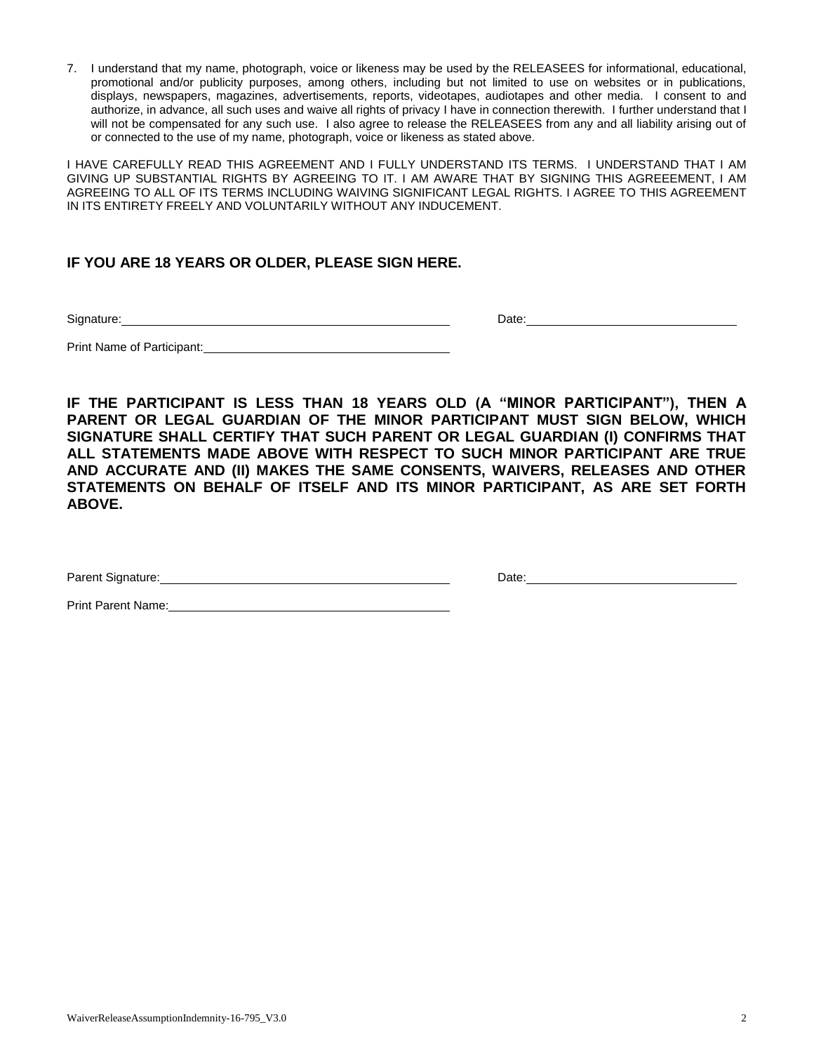7. I understand that my name, photograph, voice or likeness may be used by the RELEASEES for informational, educational, promotional and/or publicity purposes, among others, including but not limited to use on websites or in publications, displays, newspapers, magazines, advertisements, reports, videotapes, audiotapes and other media. I consent to and authorize, in advance, all such uses and waive all rights of privacy I have in connection therewith. I further understand that I will not be compensated for any such use. I also agree to release the RELEASEES from any and all liability arising out of or connected to the use of my name, photograph, voice or likeness as stated above.

I HAVE CAREFULLY READ THIS AGREEMENT AND I FULLY UNDERSTAND ITS TERMS. I UNDERSTAND THAT I AM GIVING UP SUBSTANTIAL RIGHTS BY AGREEING TO IT. I AM AWARE THAT BY SIGNING THIS AGREEEMENT, I AM AGREEING TO ALL OF ITS TERMS INCLUDING WAIVING SIGNIFICANT LEGAL RIGHTS. I AGREE TO THIS AGREEMENT IN ITS ENTIRETY FREELY AND VOLUNTARILY WITHOUT ANY INDUCEMENT.

**IF YOU ARE 18 YEARS OR OLDER, PLEASE SIGN HERE.**

Signature:_______________________________________ Date:___________________________

Print Name of Participant:_______________________________

**IF THE PARTICIPANT IS LESS THAN 18 YEARS OLD (A "MINOR PARTICIPANT"), THEN A PARENT OR LEGAL GUARDIAN OF THE MINOR PARTICIPANT MUST SIGN BELOW, WHICH SIGNATURE SHALL CERTIFY THAT SUCH PARENT OR LEGAL GUARDIAN (I) CONFIRMS THAT ALL STATEMENTS MADE ABOVE WITH RESPECT TO SUCH MINOR PARTICIPANT ARE TRUE AND ACCURATE AND (II) MAKES THE SAME CONSENTS, WAIVERS, RELEASES AND OTHER STATEMENTS ON BEHALF OF ITSELF AND ITS MINOR PARTICIPANT, AS ARE SET FORTH ABOVE.**

Parent Signature:___________________________________ Date:___________________________

Print Parent Name:__________________________________

WaiverReleaseAssumptionIndemnity-16-795_V3.0